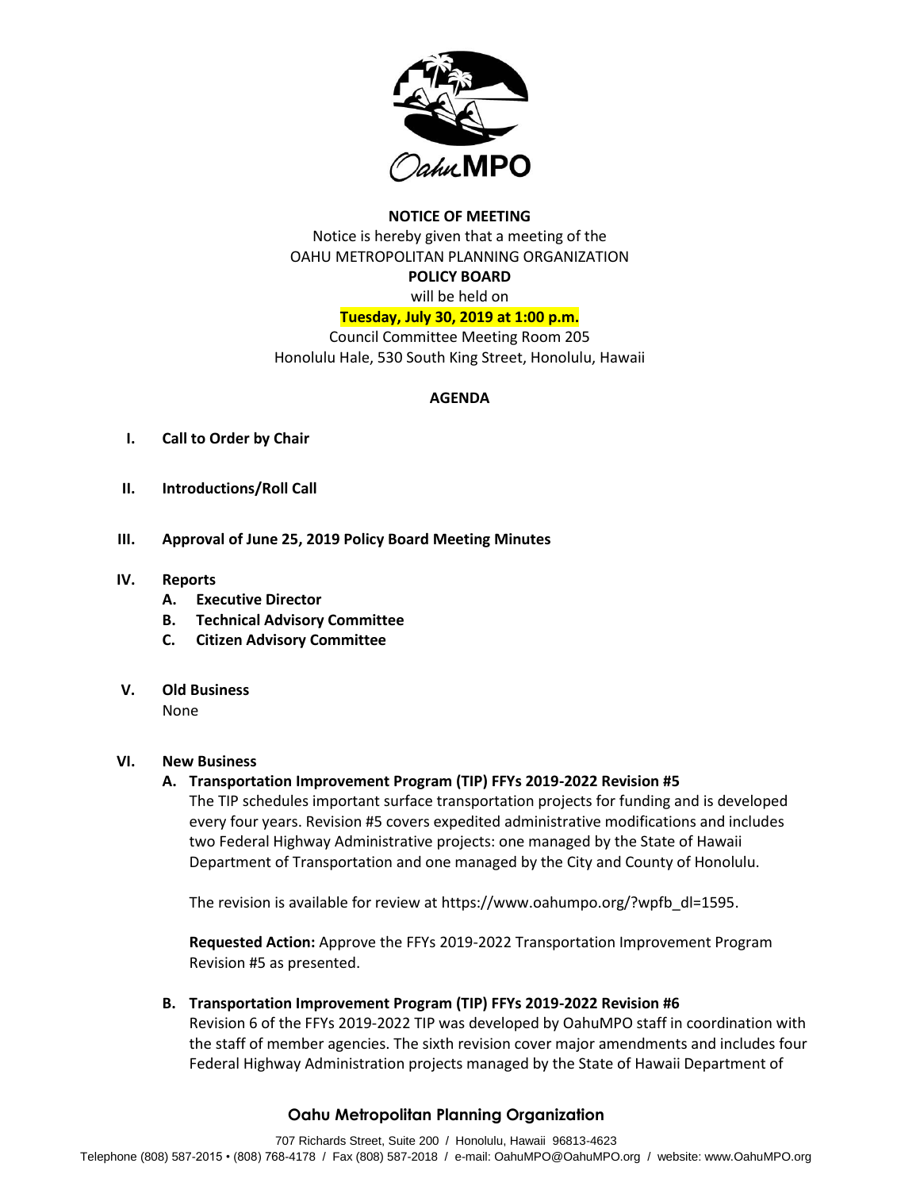**NOTICE OF MEETING**

Notice is hereby given that a meeting of the
OAHU METROPOLITAN PLANNING ORGANIZATION
**POLICY BOARD**
will be held on
**Tuesday, July 30, 2019 at 1:00 p.m.**
Council Committee Meeting Room 205
Honolulu Hale, 530 South King Street, Honolulu, Hawaii

**AGENDA**

I. **Call to Order by Chair**

II. **Introductions/Roll Call**

III. **Approval of June 25, 2019 Policy Board Meeting Minutes**

IV. **Reports**
   A. **Executive Director**
   B. **Technical Advisory Committee**
   C. **Citizen Advisory Committee**

V. **Old Business**
   None

VI. **New Business**

   A. **Transportation Improvement Program (TIP) FFYs 2019-2022 Revision #5**
   The TIP schedules important surface transportation projects for funding and is developed every four years. Revision #5 covers expedited administrative modifications and includes two Federal Highway Administrative projects: one managed by the State of Hawaii Department of Transportation and one managed by the City and County of Honolulu.

   The revision is available for review at https://www.oahumpo.org/?wpfb_dl=1595.

   **Requested Action:** Approve the FFYs 2019-2022 Transportation Improvement Program Revision #5 as presented.

   B. **Transportation Improvement Program (TIP) FFYs 2019-2022 Revision #6**
   Revision 6 of the FFYs 2019-2022 TIP was developed by OahuMPO staff in coordination with the staff of member agencies. The sixth revision cover major amendments and includes four Federal Highway Administration projects managed by the State of Hawaii Department of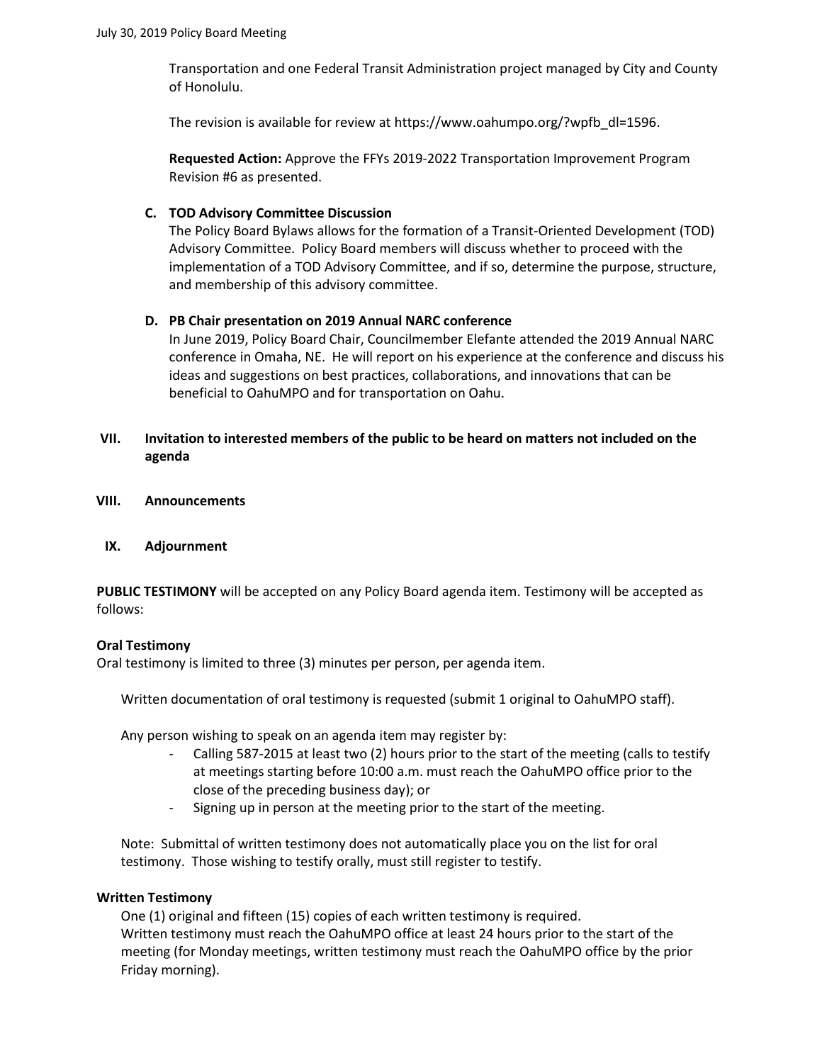Transportation and one Federal Transit Administration project managed by City and County of Honolulu.

The revision is available for review at https://www.oahumpo.org/?wpfb_dl=1596.

**Requested Action:** Approve the FFYs 2019-2022 Transportation Improvement Program Revision #6 as presented.

**C. TOD Advisory Committee Discussion**

The Policy Board Bylaws allows for the formation of a Transit-Oriented Development (TOD) Advisory Committee. Policy Board members will discuss whether to proceed with the implementation of a TOD Advisory Committee, and if so, determine the purpose, structure, and membership of this advisory committee.

**D. PB Chair presentation on 2019 Annual NARC conference**

In June 2019, Policy Board Chair, Councilmember Elefante attended the 2019 Annual NARC conference in Omaha, NE. He will report on his experience at the conference and discuss his ideas and suggestions on best practices, collaborations, and innovations that can be beneficial to OahuMPO and for transportation on Oahu.

**VII. Invitation to interested members of the public to be heard on matters not included on the agenda**

**VIII. Announcements**

**IX. Adjournment**

**PUBLIC TESTIMONY** will be accepted on any Policy Board agenda item. Testimony will be accepted as follows:

**Oral Testimony**

Oral testimony is limited to three (3) minutes per person, per agenda item.

Written documentation of oral testimony is requested (submit 1 original to OahuMPO staff).

Any person wishing to speak on an agenda item may register by:

- Calling 587-2015 at least two (2) hours prior to the start of the meeting (calls to testify at meetings starting before 10:00 a.m. must reach the OahuMPO office prior to the close of the preceding business day); or
- Signing up in person at the meeting prior to the start of the meeting.

Note: Submittal of written testimony does not automatically place you on the list for oral testimony. Those wishing to testify orally, must still register to testify.

**Written Testimony**

One (1) original and fifteen (15) copies of each written testimony is required.
Written testimony must reach the OahuMPO office at least 24 hours prior to the start of the meeting (for Monday meetings, written testimony must reach the OahuMPO office by the prior Friday morning).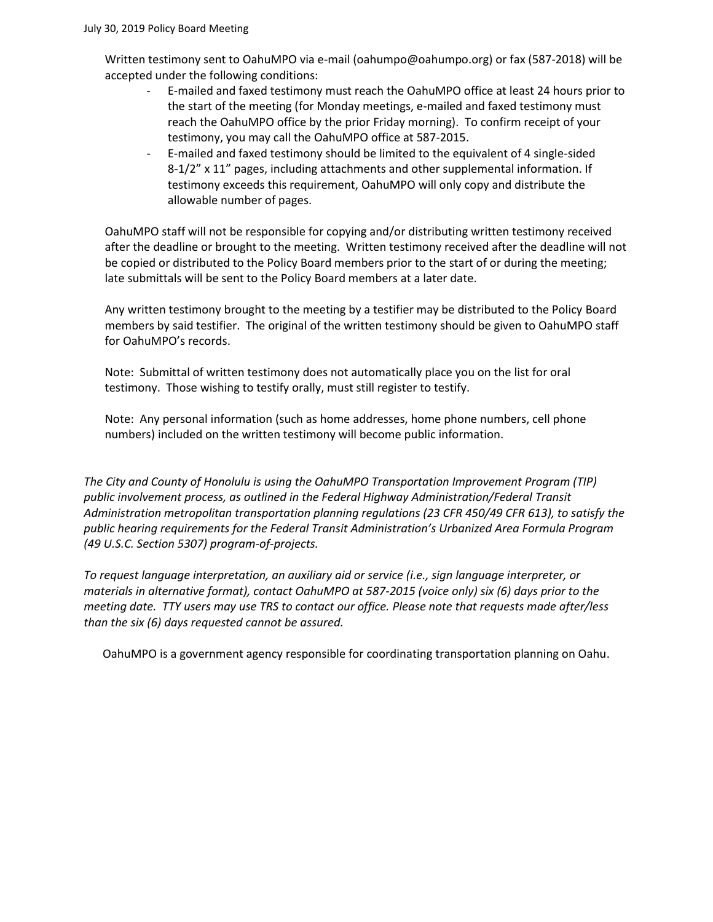Written testimony sent to OahuMPO via e-mail (oahumpo@oahumpo.org) or fax (587-2018) will be accepted under the following conditions:

- E-mailed and faxed testimony must reach the OahuMPO office at least 24 hours prior to the start of the meeting (for Monday meetings, e-mailed and faxed testimony must reach the OahuMPO office by the prior Friday morning). To confirm receipt of your testimony, you may call the OahuMPO office at 587-2015.
- E-mailed and faxed testimony should be limited to the equivalent of 4 single-sided 8-1/2" x 11" pages, including attachments and other supplemental information. If testimony exceeds this requirement, OahuMPO will only copy and distribute the allowable number of pages.

OahuMPO staff will not be responsible for copying and/or distributing written testimony received after the deadline or brought to the meeting. Written testimony received after the deadline will not be copied or distributed to the Policy Board members prior to the start of or during the meeting; late submittals will be sent to the Policy Board members at a later date.

Any written testimony brought to the meeting by a testifier may be distributed to the Policy Board members by said testifier. The original of the written testimony should be given to OahuMPO staff for OahuMPO's records.

Note: Submittal of written testimony does not automatically place you on the list for oral testimony. Those wishing to testify orally, must still register to testify.

Note: Any personal information (such as home addresses, home phone numbers, cell phone numbers) included on the written testimony will become public information.

*The City and County of Honolulu is using the OahuMPO Transportation Improvement Program (TIP) public involvement process, as outlined in the Federal Highway Administration/Federal Transit Administration metropolitan transportation planning regulations (23 CFR 450/49 CFR 613), to satisfy the public hearing requirements for the Federal Transit Administration's Urbanized Area Formula Program (49 U.S.C. Section 5307) program-of-projects.*

*To request language interpretation, an auxiliary aid or service (i.e., sign language interpreter, or materials in alternative format), contact OahuMPO at 587-2015 (voice only) six (6) days prior to the meeting date. TTY users may use TRS to contact our office. Please note that requests made after/less than the six (6) days requested cannot be assured.*

OahuMPO is a government agency responsible for coordinating transportation planning on Oahu.